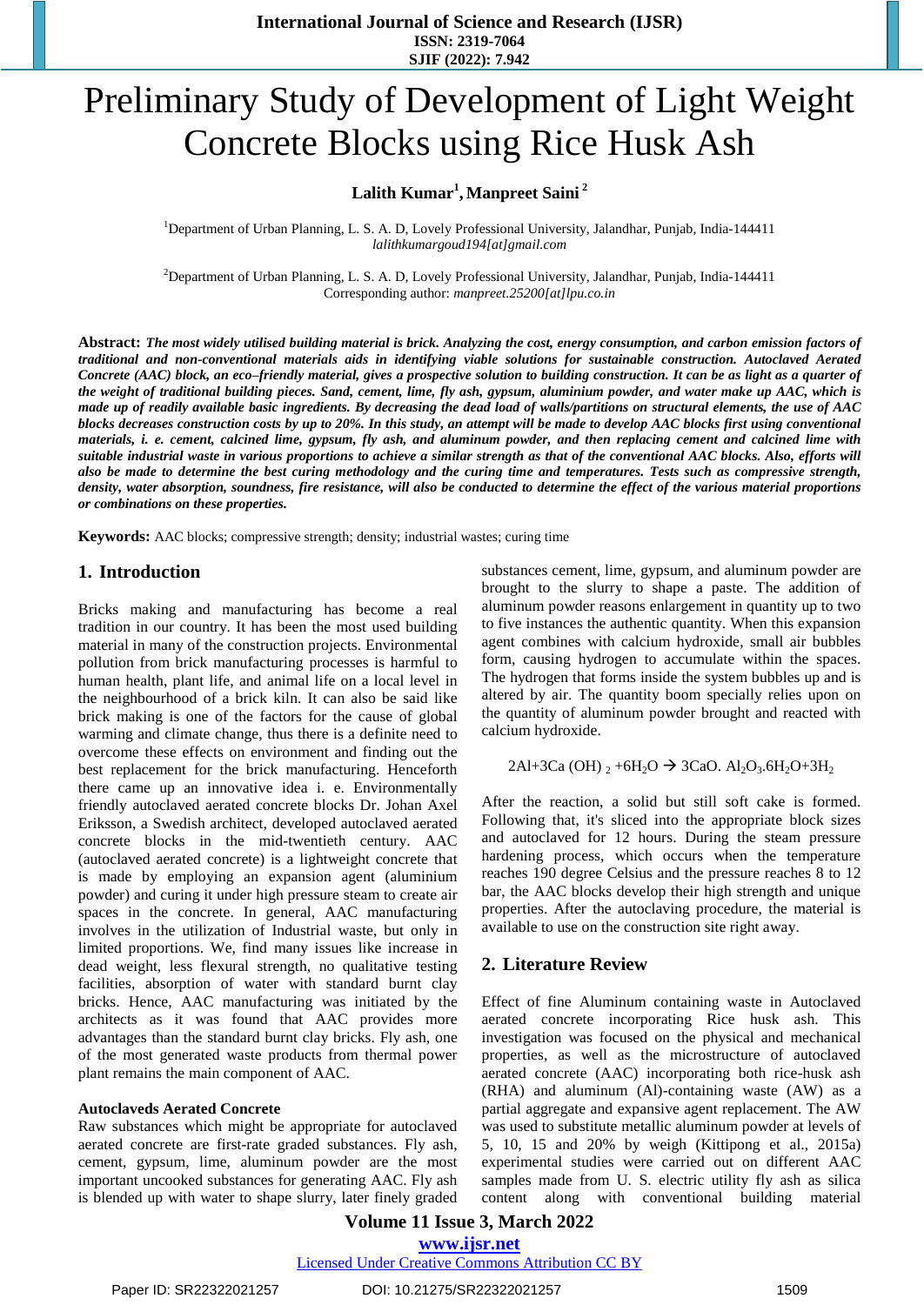# Preliminary Study of Development of Light Weight Concrete Blocks using Rice Husk Ash

**Lalith Kumar[1], Manpreet Saini[2]**

[1]Department of Urban Planning, L. S. A. D, Lovely Professional University, Jalandhar, Punjab, India-144411
*lalithkumargoud194[at]gmail.com*

[2]Department of Urban Planning, L. S. A. D, Lovely Professional University, Jalandhar, Punjab, India-144411
Corresponding author: *manpreet.25200[at]lpu.co.in*

**Abstract:** ***The most widely utilised building material is brick. Analyzing the cost, energy consumption, and carbon emission factors of traditional and non-conventional materials aids in identifying viable solutions for sustainable construction. Autoclaved Aerated Concrete (AAC) block, an eco–friendly material, gives a prospective solution to building construction. It can be as light as a quarter of the weight of traditional building pieces. Sand, cement, lime, fly ash, gypsum, aluminium powder, and water make up AAC, which is made up of readily available basic ingredients. By decreasing the dead load of walls/partitions on structural elements, the use of AAC blocks decreases construction costs by up to 20%. In this study, an attempt will be made to develop AAC blocks first using conventional materials, i. e. cement, calcined lime, gypsum, fly ash, and aluminum powder, and then replacing cement and calcined lime with suitable industrial waste in various proportions to achieve a similar strength as that of the conventional AAC blocks. Also, efforts will also be made to determine the best curing methodology and the curing time and temperatures. Tests such as compressive strength, density, water absorption, soundness, fire resistance, will also be conducted to determine the effect of the various material proportions or combinations on these properties.***

**Keywords:** AAC blocks; compressive strength; density; industrial wastes; curing time

## 1. Introduction

Bricks making and manufacturing has become a real tradition in our country. It has been the most used building material in many of the construction projects. Environmental pollution from brick manufacturing processes is harmful to human health, plant life, and animal life on a local level in the neighbourhood of a brick kiln. It can also be said like brick making is one of the factors for the cause of global warming and climate change, thus there is a definite need to overcome these effects on environment and finding out the best replacement for the brick manufacturing. Henceforth there came up an innovative idea i. e. Environmentally friendly autoclaved aerated concrete blocks Dr. Johan Axel Eriksson, a Swedish architect, developed autoclaved aerated concrete blocks in the mid-twentieth century. AAC (autoclaved aerated concrete) is a lightweight concrete that is made by employing an expansion agent (aluminium powder) and curing it under high pressure steam to create air spaces in the concrete. In general, AAC manufacturing involves in the utilization of Industrial waste, but only in limited proportions. We, find many issues like increase in dead weight, less flexural strength, no qualitative testing facilities, absorption of water with standard burnt clay bricks. Hence, AAC manufacturing was initiated by the architects as it was found that AAC provides more advantages than the standard burnt clay bricks. Fly ash, one of the most generated waste products from thermal power plant remains the main component of AAC.

### Autoclaveds Aerated Concrete

Raw substances which might be appropriate for autoclaved aerated concrete are first-rate graded substances. Fly ash, cement, gypsum, lime, aluminum powder are the most important uncooked substances for generating AAC. Fly ash is blended up with water to shape slurry, later finely graded substances cement, lime, gypsum, and aluminum powder are brought to the slurry to shape a paste. The addition of aluminum powder reasons enlargement in quantity up to two to five instances the authentic quantity. When this expansion agent combines with calcium hydroxide, small air bubbles form, causing hydrogen to accumulate within the spaces. The hydrogen that forms inside the system bubbles up and is altered by air. The quantity boom specially relies upon on the quantity of aluminum powder brought and reacted with calcium hydroxide.

$$2Al + 3Ca(OH)_2 + 6H_2O \rightarrow 3CaO.\,Al_2O_3.6H_2O + 3H_2$$

After the reaction, a solid but still soft cake is formed. Following that, it's sliced into the appropriate block sizes and autoclaved for 12 hours. During the steam pressure hardening process, which occurs when the temperature reaches 190 degree Celsius and the pressure reaches 8 to 12 bar, the AAC blocks develop their high strength and unique properties. After the autoclaving procedure, the material is available to use on the construction site right away.

## 2. Literature Review

Effect of fine Aluminum containing waste in Autoclaved aerated concrete incorporating Rice husk ash. This investigation was focused on the physical and mechanical properties, as well as the microstructure of autoclaved aerated concrete (AAC) incorporating both rice-husk ash (RHA) and aluminum (Al)-containing waste (AW) as a partial aggregate and expansive agent replacement. The AW was used to substitute metallic aluminum powder at levels of 5, 10, 15 and 20% by weigh (Kittipong et al., 2015a) experimental studies were carried out on different AAC samples made from U. S. electric utility fly ash as silica content along with conventional building material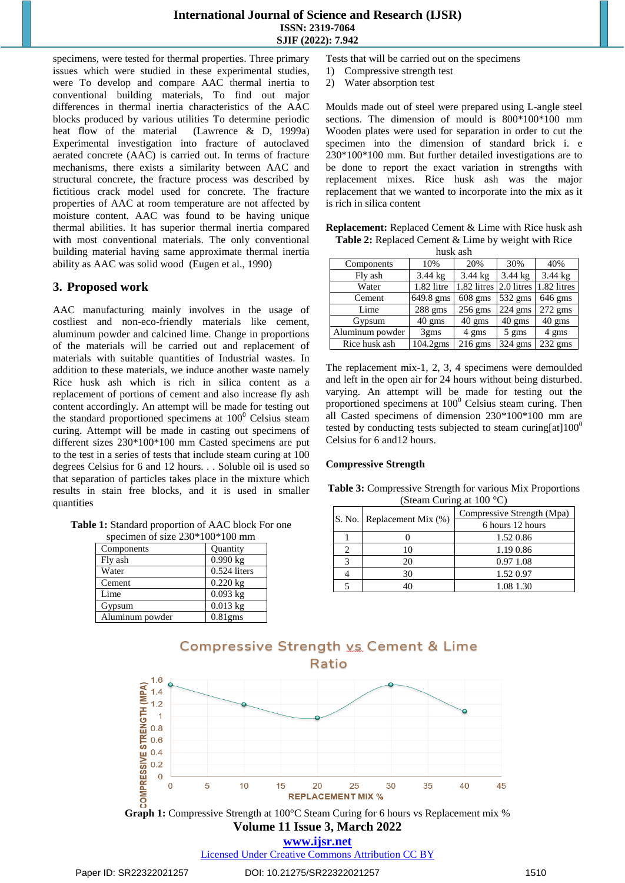specimens, were tested for thermal properties. Three primary issues which were studied in these experimental studies, were To develop and compare AAC thermal inertia to conventional building materials, To find out major differences in thermal inertia characteristics of the AAC blocks produced by various utilities To determine periodic heat flow of the material (Lawrence & D, 1999a) Experimental investigation into fracture of autoclaved aerated concrete (AAC) is carried out. In terms of fracture mechanisms, there exists a similarity between AAC and structural concrete, the fracture process was described by fictitious crack model used for concrete. The fracture properties of AAC at room temperature are not affected by moisture content. AAC was found to be having unique thermal abilities. It has superior thermal inertia compared with most conventional materials. The only conventional building material having same approximate thermal inertia ability as AAC was solid wood (Eugen et al., 1990)

## 3. Proposed work

AAC manufacturing mainly involves in the usage of costliest and non-eco-friendly materials like cement, aluminum powder and calcined lime. Change in proportions of the materials will be carried out and replacement of materials with suitable quantities of Industrial wastes. In addition to these materials, we induce another waste namely Rice husk ash which is rich in silica content as a replacement of portions of cement and also increase fly ash content accordingly. An attempt will be made for testing out the standard proportioned specimens at $100^0$ Celsius steam curing. Attempt will be made in casting out specimens of different sizes 230*100*100 mm Casted specimens are put to the test in a series of tests that include steam curing at 100 degrees Celsius for 6 and 12 hours. . . Soluble oil is used so that separation of particles takes place in the mixture which results in stain free blocks, and it is used in smaller quantities

**Table 1:** Standard proportion of AAC block For one specimen of size 230*100*100 mm

| Components | Quantity |
|---|---|
| Fly ash | 0.990 kg |
| Water | 0.524 liters |
| Cement | 0.220 kg |
| Lime | 0.093 kg |
| Gypsum | 0.013 kg |
| Aluminum powder | 0.81gms |

Tests that will be carried out on the specimens
1) Compressive strength test
2) Water absorption test

Moulds made out of steel were prepared using L-angle steel sections. The dimension of mould is 800*100*100 mm Wooden plates were used for separation in order to cut the specimen into the dimension of standard brick i. e 230*100*100 mm. But further detailed investigations are to be done to report the exact variation in strengths with replacement mixes. Rice husk ash was the major replacement that we wanted to incorporate into the mix as it is rich in silica content

**Replacement:** Replaced Cement & Lime with Rice husk ash

**Table 2:** Replaced Cement & Lime by weight with Rice husk ash

| Components | 10% | 20% | 30% | 40% |
|---|---|---|---|---|
| Fly ash | 3.44 kg | 3.44 kg | 3.44 kg | 3.44 kg |
| Water | 1.82 litre | 1.82 litres | 2.0 litres | 1.82 litres |
| Cement | 649.8 gms | 608 gms | 532 gms | 646 gms |
| Lime | 288 gms | 256 gms | 224 gms | 272 gms |
| Gypsum | 40 gms | 40 gms | 40 gms | 40 gms |
| Aluminum powder | 3gms | 4 gms | 5 gms | 4 gms |
| Rice husk ash | 104.2gms | 216 gms | 324 gms | 232 gms |

The replacement mix-1, 2, 3, 4 specimens were demoulded and left in the open air for 24 hours without being disturbed. varying. An attempt will be made for testing out the proportioned specimens at $100^0$ Celsius steam curing. Then all Casted specimens of dimension 230*100*100 mm are tested by conducting tests subjected to steam curing[at]$100^0$ Celsius for 6 and12 hours.

### Compressive Strength

**Table 3:** Compressive Strength for various Mix Proportions (Steam Curing at 100 °C)

| S. No. | Replacement Mix (%) | Compressive Strength (Mpa) 6 hours 12 hours |
|---|---|---|
| 1 | 0 | 1.52 0.86 |
| 2 | 10 | 1.19 0.86 |
| 3 | 20 | 0.97 1.08 |
| 4 | 30 | 1.52 0.97 |
| 5 | 40 | 1.08 1.30 |

**Graph 1:** Compressive Strength at 100°C Steam Curing for 6 hours vs Replacement mix %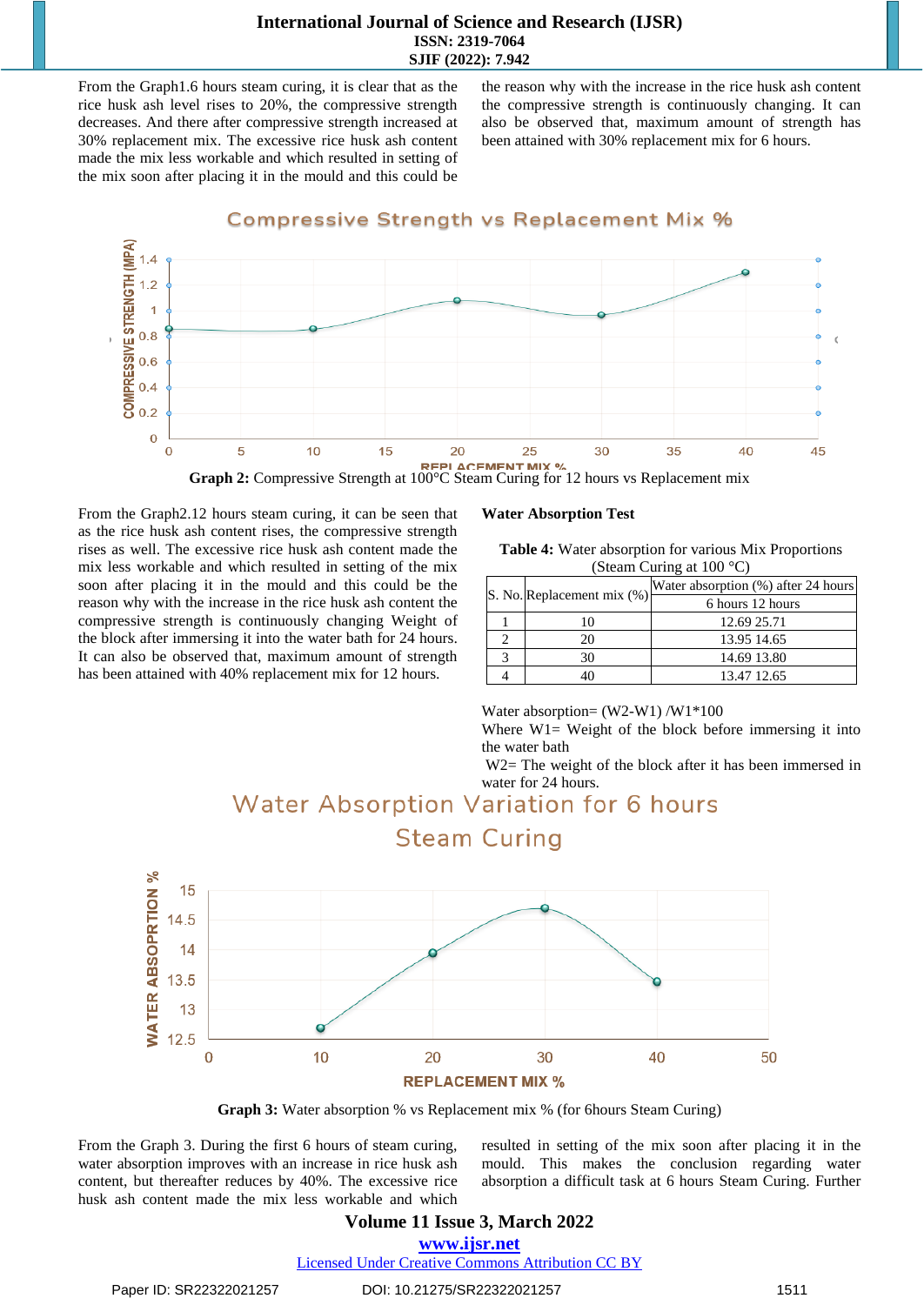From the Graph1.6 hours steam curing, it is clear that as the rice husk ash level rises to 20%, the compressive strength decreases. And there after compressive strength increased at 30% replacement mix. The excessive rice husk ash content made the mix less workable and which resulted in setting of the mix soon after placing it in the mould and this could be the reason why with the increase in the rice husk ash content the compressive strength is continuously changing. It can also be observed that, maximum amount of strength has been attained with 30% replacement mix for 6 hours.

**Graph 2:** Compressive Strength at 100°C Steam Curing for 12 hours vs Replacement mix

From the Graph2.12 hours steam curing, it can be seen that as the rice husk ash content rises, the compressive strength rises as well. The excessive rice husk ash content made the mix less workable and which resulted in setting of the mix soon after placing it in the mould and this could be the reason why with the increase in the rice husk ash content the compressive strength is continuously changing Weight of the block after immersing it into the water bath for 24 hours. It can also be observed that, maximum amount of strength has been attained with 40% replacement mix for 12 hours.

**Water Absorption Test**

**Table 4:** Water absorption for various Mix Proportions (Steam Curing at 100 °C)

| S. No. | Replacement mix (%) | Water absorption (%) after 24 hours | |
|---|---|---|---|
| | | 6 hours | 12 hours |
| 1 | 10 | 12.69 | 25.71 |
| 2 | 20 | 13.95 | 14.65 |
| 3 | 30 | 14.69 | 13.80 |
| 4 | 40 | 13.47 | 12.65 |

Water absorption= (W2-W1) /W1*100

Where W1= Weight of the block before immersing it into the water bath

W2= The weight of the block after it has been immersed in water for 24 hours.

**Graph 3:** Water absorption % vs Replacement mix % (for 6hours Steam Curing)

From the Graph 3. During the first 6 hours of steam curing, water absorption improves with an increase in rice husk ash content, but thereafter reduces by 40%. The excessive rice husk ash content made the mix less workable and which resulted in setting of the mix soon after placing it in the mould. This makes the conclusion regarding water absorption a difficult task at 6 hours Steam Curing. Further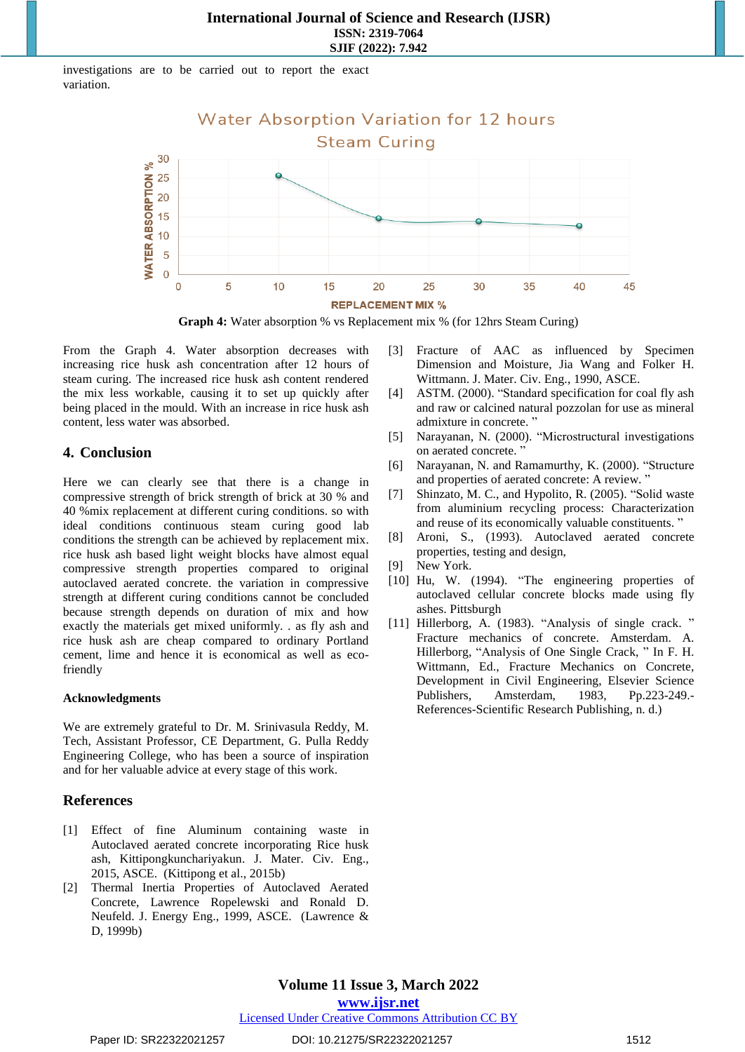investigations are to be carried out to report the exact variation.

Water Absorption Variation for 12 hours Steam Curing

WATER ABSORPTION %

30
25
20
15
10
5
0

0 5 10 15 20 25 30 35 40 45

REPLACEMENT MIX %

**Graph 4:** Water absorption % vs Replacement mix % (for 12hrs Steam Curing)

From the Graph 4. Water absorption decreases with increasing rice husk ash concentration after 12 hours of steam curing. The increased rice husk ash content rendered the mix less workable, causing it to set up quickly after being placed in the mould. With an increase in rice husk ash content, less water was absorbed.

## 4. Conclusion

Here we can clearly see that there is a change in compressive strength of brick strength of brick at 30 % and 40 %mix replacement at different curing conditions. so with ideal conditions continuous steam curing good lab conditions the strength can be achieved by replacement mix. rice husk ash based light weight blocks have almost equal compressive strength properties compared to original autoclaved aerated concrete. the variation in compressive strength at different curing conditions cannot be concluded because strength depends on duration of mix and how exactly the materials get mixed uniformly. . as fly ash and rice husk ash are cheap compared to ordinary Portland cement, lime and hence it is economical as well as eco-friendly

### Acknowledgments

We are extremely grateful to Dr. M. Srinivasula Reddy, M. Tech, Assistant Professor, CE Department, G. Pulla Reddy Engineering College, who has been a source of inspiration and for her valuable advice at every stage of this work.

## References

[1] Effect of fine Aluminum containing waste in Autoclaved aerated concrete incorporating Rice husk ash, Kittipongkunchariyakun. J. Mater. Civ. Eng., 2015, ASCE. (Kittipong et al., 2015b)

[2] Thermal Inertia Properties of Autoclaved Aerated Concrete, Lawrence Ropelewski and Ronald D. Neufeld. J. Energy Eng., 1999, ASCE. (Lawrence & D, 1999b)

[3] Fracture of AAC as influenced by Specimen Dimension and Moisture, Jia Wang and Folker H. Wittmann. J. Mater. Civ. Eng., 1990, ASCE.

[4] ASTM. (2000). "Standard specification for coal fly ash and raw or calcined natural pozzolan for use as mineral admixture in concrete. "

[5] Narayanan, N. (2000). "Microstructural investigations on aerated concrete. "

[6] Narayanan, N. and Ramamurthy, K. (2000). "Structure and properties of aerated concrete: A review. "

[7] Shinzato, M. C., and Hypolito, R. (2005). "Solid waste from aluminium recycling process: Characterization and reuse of its economically valuable constituents. "

[8] Aroni, S., (1993). Autoclaved aerated concrete properties, testing and design,

[9] New York.

[10] Hu, W. (1994). "The engineering properties of autoclaved cellular concrete blocks made using fly ashes. Pittsburgh

[11] Hillerborg, A. (1983). "Analysis of single crack. " Fracture mechanics of concrete. Amsterdam. A. Hillerborg, "Analysis of One Single Crack, " In F. H. Wittmann, Ed., Fracture Mechanics on Concrete, Development in Civil Engineering, Elsevier Science Publishers, Amsterdam, 1983, Pp.223-249.- References-Scientific Research Publishing, n. d.)